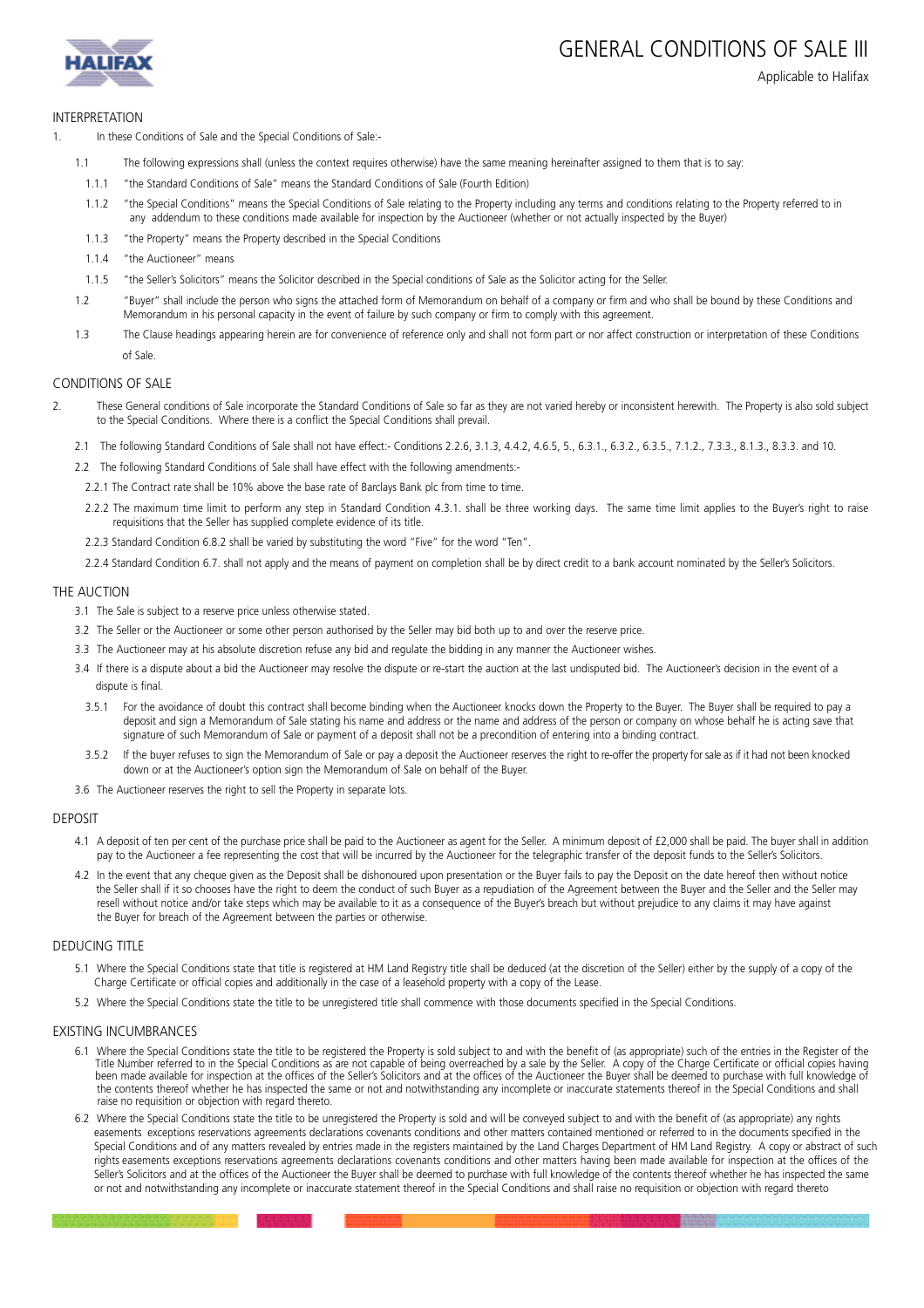# GENERAL CONDITIONS OF SALE III

Applicable to Halifax

## INTERPRETATION

1. In these Conditions of Sale and the Special Conditions of Sale:-

1.1 The following expressions shall (unless the context requires otherwise) have the same meaning hereinafter assigned to them that is to say:

1.1.1 "the Standard Conditions of Sale" means the Standard Conditions of Sale (Fourth Edition)

1.1.2 "the Special Conditions" means the Special Conditions of Sale relating to the Property including any terms and conditions relating to the Property referred to in any addendum to these conditions made available for inspection by the Auctioneer (whether or not actually inspected by the Buyer)

1.1.3 "the Property" means the Property described in the Special Conditions

1.1.4 "the Auctioneer" means

1.1.5 "the Seller's Solicitors" means the Solicitor described in the Special conditions of Sale as the Solicitor acting for the Seller.

1.2 "Buyer" shall include the person who signs the attached form of Memorandum on behalf of a company or firm and who shall be bound by these Conditions and Memorandum in his personal capacity in the event of failure by such company or firm to comply with this agreement.

1.3 The Clause headings appearing herein are for convenience of reference only and shall not form part or nor affect construction or interpretation of these Conditions of Sale.

## CONDITIONS OF SALE

2. These General conditions of Sale incorporate the Standard Conditions of Sale so far as they are not varied hereby or inconsistent herewith. The Property is also sold subject to the Special Conditions. Where there is a conflict the Special Conditions shall prevail.

2.1 The following Standard Conditions of Sale shall not have effect:- Conditions 2.2.6, 3.1.3, 4.4.2, 4.6.5, 5., 6.3.1., 6.3.2., 6.3.5., 7.1.2., 7.3.3., 8.1.3., 8.3.3. and 10.

2.2 The following Standard Conditions of Sale shall have effect with the following amendments:-

2.2.1 The Contract rate shall be 10% above the base rate of Barclays Bank plc from time to time.

2.2.2 The maximum time limit to perform any step in Standard Condition 4.3.1. shall be three working days. The same time limit applies to the Buyer's right to raise requisitions that the Seller has supplied complete evidence of its title.

2.2.3 Standard Condition 6.8.2 shall be varied by substituting the word "Five" for the word "Ten".

2.2.4 Standard Condition 6.7. shall not apply and the means of payment on completion shall be by direct credit to a bank account nominated by the Seller's Solicitors.

## THE AUCTION

3.1 The Sale is subject to a reserve price unless otherwise stated.

3.2 The Seller or the Auctioneer or some other person authorised by the Seller may bid both up to and over the reserve price.

3.3 The Auctioneer may at his absolute discretion refuse any bid and regulate the bidding in any manner the Auctioneer wishes.

3.4 If there is a dispute about a bid the Auctioneer may resolve the dispute or re-start the auction at the last undisputed bid. The Auctioneer's decision in the event of a dispute is final.

3.5.1 For the avoidance of doubt this contract shall become binding when the Auctioneer knocks down the Property to the Buyer. The Buyer shall be required to pay a deposit and sign a Memorandum of Sale stating his name and address or the name and address of the person or company on whose behalf he is acting save that signature of such Memorandum of Sale or payment of a deposit shall not be a precondition of entering into a binding contract.

3.5.2 If the buyer refuses to sign the Memorandum of Sale or pay a deposit the Auctioneer reserves the right to re-offer the property for sale as if it had not been knocked down or at the Auctioneer's option sign the Memorandum of Sale on behalf of the Buyer.

3.6 The Auctioneer reserves the right to sell the Property in separate lots.

## DEPOSIT

4.1 A deposit of ten per cent of the purchase price shall be paid to the Auctioneer as agent for the Seller. A minimum deposit of £2,000 shall be paid. The buyer shall in addition pay to the Auctioneer a fee representing the cost that will be incurred by the Auctioneer for the telegraphic transfer of the deposit funds to the Seller's Solicitors.

4.2 In the event that any cheque given as the Deposit shall be dishonoured upon presentation or the Buyer fails to pay the Deposit on the date hereof then without notice the Seller shall if it so chooses have the right to deem the conduct of such Buyer as a repudiation of the Agreement between the Buyer and the Seller and the Seller may resell without notice and/or take steps which may be available to it as a consequence of the Buyer's breach but without prejudice to any claims it may have against the Buyer for breach of the Agreement between the parties or otherwise.

## DEDUCING TITLE

5.1 Where the Special Conditions state that title is registered at HM Land Registry title shall be deduced (at the discretion of the Seller) either by the supply of a copy of the Charge Certificate or official copies and additionally in the case of a leasehold property with a copy of the Lease.

5.2 Where the Special Conditions state the title to be unregistered the title shall commence with those documents specified in the Special Conditions.

## EXISTING INCUMBRANCES

6.1 Where the Special Conditions state the title to be registered the Property is sold subject to and with the benefit of (as appropriate) such of the entries in the Register of the Title Number referred to in the Special Conditions as are not capable of being overreached by a sale by the Seller. A copy of the Charge Certificate or official copies having been made available for inspection at the offices of the Seller's Solicitors and at the offices of the Auctioneer the Buyer shall be deemed to purchase with full knowledge of the contents thereof whether he has inspected the same or not and notwithstanding any incomplete or inaccurate statements thereof in the Special Conditions and shall raise no requisition or objection with regard thereto.

6.2 Where the Special Conditions state the title to be unregistered the Property is sold and will be conveyed subject to and with the benefit of (as appropriate) any rights easements exceptions reservations agreements declarations covenants conditions and other matters contained mentioned or referred to in the documents specified in the Special Conditions and of any matters revealed by entries made in the registers maintained by the Land Charges Department of HM Land Registry. A copy or abstract of such rights easements exceptions reservations agreements declarations covenants conditions and other matters having been made available for inspection at the offices of the Seller's Solicitors and at the offices of the Auctioneer the Buyer shall be deemed to purchase with full knowledge of the contents thereof whether he has inspected the same or not and notwithstanding any incomplete or inaccurate statement thereof in the Special Conditions and shall raise no requisition or objection with regard thereto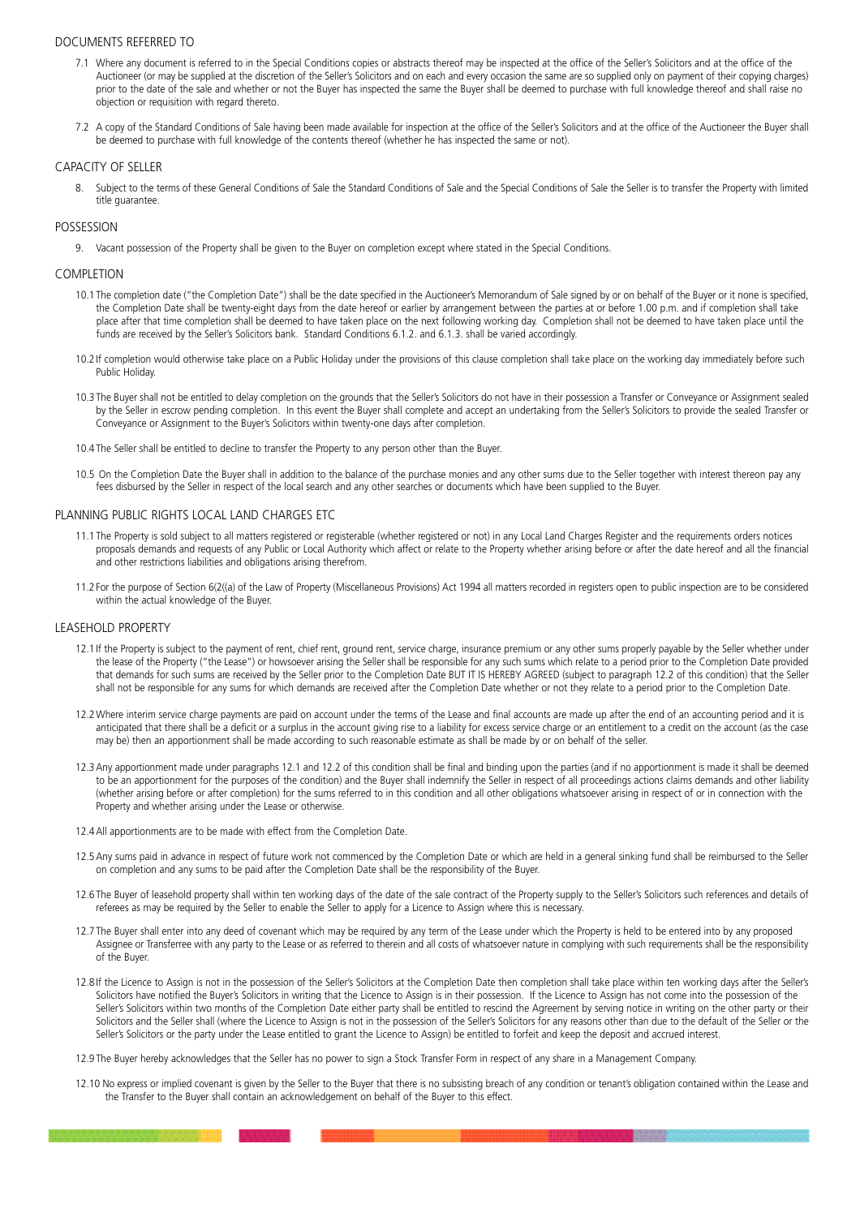## DOCUMENTS REFERRED TO

7.1 Where any document is referred to in the Special Conditions copies or abstracts thereof may be inspected at the office of the Seller's Solicitors and at the office of the Auctioneer (or may be supplied at the discretion of the Seller's Solicitors and on each and every occasion the same are so supplied only on payment of their copying charges) prior to the date of the sale and whether or not the Buyer has inspected the same the Buyer shall be deemed to purchase with full knowledge thereof and shall raise no objection or requisition with regard thereto.

7.2 A copy of the Standard Conditions of Sale having been made available for inspection at the office of the Seller's Solicitors and at the office of the Auctioneer the Buyer shall be deemed to purchase with full knowledge of the contents thereof (whether he has inspected the same or not).

## CAPACITY OF SELLER

8. Subject to the terms of these General Conditions of Sale the Standard Conditions of Sale and the Special Conditions of Sale the Seller is to transfer the Property with limited title guarantee.

## POSSESSION

9. Vacant possession of the Property shall be given to the Buyer on completion except where stated in the Special Conditions.

## COMPLETION

10.1 The completion date ("the Completion Date") shall be the date specified in the Auctioneer's Memorandum of Sale signed by or on behalf of the Buyer or it none is specified, the Completion Date shall be twenty-eight days from the date hereof or earlier by arrangement between the parties at or before 1.00 p.m. and if completion shall take place after that time completion shall be deemed to have taken place on the next following working day. Completion shall not be deemed to have taken place until the funds are received by the Seller's Solicitors bank. Standard Conditions 6.1.2. and 6.1.3. shall be varied accordingly.

10.2 If completion would otherwise take place on a Public Holiday under the provisions of this clause completion shall take place on the working day immediately before such Public Holiday.

10.3 The Buyer shall not be entitled to delay completion on the grounds that the Seller's Solicitors do not have in their possession a Transfer or Conveyance or Assignment sealed by the Seller in escrow pending completion. In this event the Buyer shall complete and accept an undertaking from the Seller's Solicitors to provide the sealed Transfer or Conveyance or Assignment to the Buyer's Solicitors within twenty-one days after completion.

10.4 The Seller shall be entitled to decline to transfer the Property to any person other than the Buyer.

10.5 On the Completion Date the Buyer shall in addition to the balance of the purchase monies and any other sums due to the Seller together with interest thereon pay any fees disbursed by the Seller in respect of the local search and any other searches or documents which have been supplied to the Buyer.

## PLANNING PUBLIC RIGHTS LOCAL LAND CHARGES ETC

11.1 The Property is sold subject to all matters registered or registerable (whether registered or not) in any Local Land Charges Register and the requirements orders notices proposals demands and requests of any Public or Local Authority which affect or relate to the Property whether arising before or after the date hereof and all the financial and other restrictions liabilities and obligations arising therefrom.

11.2 For the purpose of Section 6(2((a) of the Law of Property (Miscellaneous Provisions) Act 1994 all matters recorded in registers open to public inspection are to be considered within the actual knowledge of the Buyer.

## LEASEHOLD PROPERTY

12.1 If the Property is subject to the payment of rent, chief rent, ground rent, service charge, insurance premium or any other sums properly payable by the Seller whether under the lease of the Property ("the Lease") or howsoever arising the Seller shall be responsible for any such sums which relate to a period prior to the Completion Date provided that demands for such sums are received by the Seller prior to the Completion Date BUT IT IS HEREBY AGREED (subject to paragraph 12.2 of this condition) that the Seller shall not be responsible for any sums for which demands are received after the Completion Date whether or not they relate to a period prior to the Completion Date.

12.2 Where interim service charge payments are paid on account under the terms of the Lease and final accounts are made up after the end of an accounting period and it is anticipated that there shall be a deficit or a surplus in the account giving rise to a liability for excess service charge or an entitlement to a credit on the account (as the case may be) then an apportionment shall be made according to such reasonable estimate as shall be made by or on behalf of the seller.

12.3 Any apportionment made under paragraphs 12.1 and 12.2 of this condition shall be final and binding upon the parties (and if no apportionment is made it shall be deemed to be an apportionment for the purposes of the condition) and the Buyer shall indemnify the Seller in respect of all proceedings actions claims demands and other liability (whether arising before or after completion) for the sums referred to in this condition and all other obligations whatsoever arising in respect of or in connection with the Property and whether arising under the Lease or otherwise.

12.4 All apportionments are to be made with effect from the Completion Date.

12.5 Any sums paid in advance in respect of future work not commenced by the Completion Date or which are held in a general sinking fund shall be reimbursed to the Seller on completion and any sums to be paid after the Completion Date shall be the responsibility of the Buyer.

12.6 The Buyer of leasehold property shall within ten working days of the date of the sale contract of the Property supply to the Seller's Solicitors such references and details of referees as may be required by the Seller to enable the Seller to apply for a Licence to Assign where this is necessary.

12.7 The Buyer shall enter into any deed of covenant which may be required by any term of the Lease under which the Property is held to be entered into by any proposed Assignee or Transferree with any party to the Lease or as referred to therein and all costs of whatsoever nature in complying with such requirements shall be the responsibility of the Buyer.

12.8 If the Licence to Assign is not in the possession of the Seller's Solicitors at the Completion Date then completion shall take place within ten working days after the Seller's Solicitors have notified the Buyer's Solicitors in writing that the Licence to Assign is in their possession. If the Licence to Assign has not come into the possession of the Seller's Solicitors within two months of the Completion Date either party shall be entitled to rescind the Agreement by serving notice in writing on the other party or their Solicitors and the Seller shall (where the Licence to Assign is not in the possession of the Seller's Solicitors for any reasons other than due to the default of the Seller or the Seller's Solicitors or the party under the Lease entitled to grant the Licence to Assign) be entitled to forfeit and keep the deposit and accrued interest.

12.9 The Buyer hereby acknowledges that the Seller has no power to sign a Stock Transfer Form in respect of any share in a Management Company.

12.10 No express or implied covenant is given by the Seller to the Buyer that there is no subsisting breach of any condition or tenant's obligation contained within the Lease and the Transfer to the Buyer shall contain an acknowledgement on behalf of the Buyer to this effect.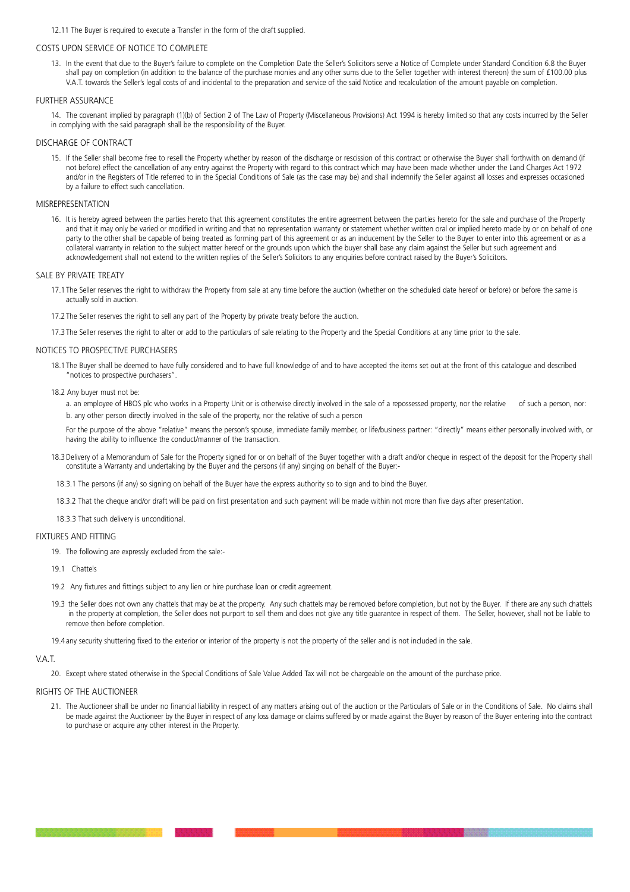12.11 The Buyer is required to execute a Transfer in the form of the draft supplied.

## COSTS UPON SERVICE OF NOTICE TO COMPLETE

13. In the event that due to the Buyer's failure to complete on the Completion Date the Seller's Solicitors serve a Notice of Complete under Standard Condition 6.8 the Buyer shall pay on completion (in addition to the balance of the purchase monies and any other sums due to the Seller together with interest thereon) the sum of £100.00 plus V.A.T. towards the Seller's legal costs of and incidental to the preparation and service of the said Notice and recalculation of the amount payable on completion.

## FURTHER ASSURANCE

14. The covenant implied by paragraph (1)(b) of Section 2 of The Law of Property (Miscellaneous Provisions) Act 1994 is hereby limited so that any costs incurred by the Seller in complying with the said paragraph shall be the responsibility of the Buyer.

## DISCHARGE OF CONTRACT

15. If the Seller shall become free to resell the Property whether by reason of the discharge or rescission of this contract or otherwise the Buyer shall forthwith on demand (if not before) effect the cancellation of any entry against the Property with regard to this contract which may have been made whether under the Land Charges Act 1972 and/or in the Registers of Title referred to in the Special Conditions of Sale (as the case may be) and shall indemnify the Seller against all losses and expresses occasioned by a failure to effect such cancellation.

## MISREPRESENTATION

16. It is hereby agreed between the parties hereto that this agreement constitutes the entire agreement between the parties hereto for the sale and purchase of the Property and that it may only be varied or modified in writing and that no representation warranty or statement whether written oral or implied hereto made by or on behalf of one party to the other shall be capable of being treated as forming part of this agreement or as an inducement by the Seller to the Buyer to enter into this agreement or as a collateral warranty in relation to the subject matter hereof or the grounds upon which the buyer shall base any claim against the Seller but such agreement and acknowledgement shall not extend to the written replies of the Seller's Solicitors to any enquiries before contract raised by the Buyer's Solicitors.

## SALE BY PRIVATE TREATY

17.1 The Seller reserves the right to withdraw the Property from sale at any time before the auction (whether on the scheduled date hereof or before) or before the same is actually sold in auction.

17.2 The Seller reserves the right to sell any part of the Property by private treaty before the auction.

17.3 The Seller reserves the right to alter or add to the particulars of sale relating to the Property and the Special Conditions at any time prior to the sale.

## NOTICES TO PROSPECTIVE PURCHASERS

18.1 The Buyer shall be deemed to have fully considered and to have full knowledge of and to have accepted the items set out at the front of this catalogue and described "notices to prospective purchasers".

18.2 Any buyer must not be:

a. an employee of HBOS plc who works in a Property Unit or is otherwise directly involved in the sale of a repossessed property, nor the relative of such a person, nor:

b. any other person directly involved in the sale of the property, nor the relative of such a person

For the purpose of the above "relative" means the person's spouse, immediate family member, or life/business partner: "directly" means either personally involved with, or having the ability to influence the conduct/manner of the transaction.

18.3 Delivery of a Memorandum of Sale for the Property signed for or on behalf of the Buyer together with a draft and/or cheque in respect of the deposit for the Property shall constitute a Warranty and undertaking by the Buyer and the persons (if any) singing on behalf of the Buyer:-

18.3.1 The persons (if any) so signing on behalf of the Buyer have the express authority so to sign and to bind the Buyer.

18.3.2 That the cheque and/or draft will be paid on first presentation and such payment will be made within not more than five days after presentation.

18.3.3 That such delivery is unconditional.

## FIXTURES AND FITTING

19. The following are expressly excluded from the sale:-

19.1 Chattels

19.2 Any fixtures and fittings subject to any lien or hire purchase loan or credit agreement.

19.3 the Seller does not own any chattels that may be at the property. Any such chattels may be removed before completion, but not by the Buyer. If there are any such chattels in the property at completion, the Seller does not purport to sell them and does not give any title guarantee in respect of them. The Seller, however, shall not be liable to remove then before completion.

19.4 any security shuttering fixed to the exterior or interior of the property is not the property of the seller and is not included in the sale.

## V.A.T.

20. Except where stated otherwise in the Special Conditions of Sale Value Added Tax will not be chargeable on the amount of the purchase price.

## RIGHTS OF THE AUCTIONEER

21. The Auctioneer shall be under no financial liability in respect of any matters arising out of the auction or the Particulars of Sale or in the Conditions of Sale. No claims shall be made against the Auctioneer by the Buyer in respect of any loss damage or claims suffered by or made against the Buyer by reason of the Buyer entering into the contract to purchase or acquire any other interest in the Property.